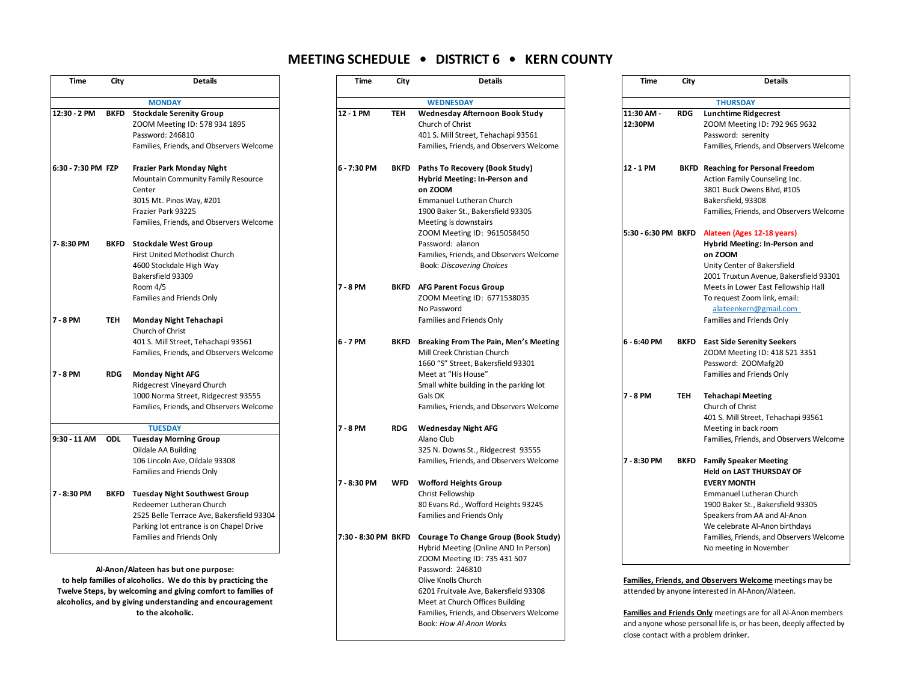# MEETING SCHEDULE • DISTRICT 6 • KERN COUNTY

| Time | City | Details |
|---|---|---|
| **MONDAY** | | |
| 12:30 - 2 PM | BKFD | **Stockdale Serenity Group**<br>ZOOM Meeting ID: 578 934 1895<br>Password: 246810<br>Families, Friends, and Observers Welcome |
| 6:30 - 7:30 PM | FZP | **Frazier Park Monday Night**<br>Mountain Community Family Resource Center<br>3015 Mt. Pinos Way, #201<br>Frazier Park 93225<br>Families, Friends, and Observers Welcome |
| 7- 8:30 PM | BKFD | **Stockdale West Group**<br>First United Methodist Church<br>4600 Stockdale High Way<br>Bakersfield 93309<br>Room 4/5<br>Families and Friends Only |
| 7 - 8 PM | TEH | **Monday Night Tehachapi**<br>Church of Christ<br>401 S. Mill Street, Tehachapi 93561<br>Families, Friends, and Observers Welcome |
| 7 - 8 PM | RDG | **Monday Night AFG**<br>Ridgecrest Vineyard Church<br>1000 Norma Street, Ridgecrest 93555<br>Families, Friends, and Observers Welcome |
| **TUESDAY** | | |
| 9:30 - 11 AM | ODL | **Tuesday Morning Group**<br>Oildale AA Building<br>106 Lincoln Ave, Oildale 93308<br>Families and Friends Only |
| 7 - 8:30 PM | BKFD | **Tuesday Night Southwest Group**<br>Redeemer Lutheran Church<br>2525 Belle Terrace Ave, Bakersfield 93304<br>Parking lot entrance is on Chapel Drive<br>Families and Friends Only |

**Al-Anon/Alateen has but one purpose:**
**to help families of alcoholics. We do this by practicing the Twelve Steps, by welcoming and giving comfort to families of alcoholics, and by giving understanding and encouragement to the alcoholic.**

| Time | City | Details |
|---|---|---|
| **WEDNESDAY** | | |
| 12 - 1 PM | TEH | **Wednesday Afternoon Book Study**<br>Church of Christ<br>401 S. Mill Street, Tehachapi 93561<br>Families, Friends, and Observers Welcome |
| 6 - 7:30 PM | BKFD | **Paths To Recovery (Book Study)**<br>**Hybrid Meeting: In-Person and on ZOOM**<br>Emmanuel Lutheran Church<br>1900 Baker St., Bakersfield 93305<br>Meeting is downstairs<br>ZOOM Meeting ID: 9615058450<br>Password: alanon<br>Families, Friends, and Observers Welcome<br>Book: *Discovering Choices* |
| 7 - 8 PM | BKFD | **AFG Parent Focus Group**<br>ZOOM Meeting ID: 6771538035<br>No Password<br>Families and Friends Only |
| 6 - 7 PM | BKFD | **Breaking From The Pain, Men's Meeting**<br>Mill Creek Christian Church<br>1660 "S" Street, Bakersfield 93301<br>Meet at "His House"<br>Small white building in the parking lot<br>Gals OK<br>Families, Friends, and Observers Welcome |
| 7 - 8 PM | RDG | **Wednesday Night AFG**<br>Alano Club<br>325 N. Downs St., Ridgecrest 93555<br>Families, Friends, and Observers Welcome |
| 7 - 8:30 PM | WFD | **Wofford Heights Group**<br>Christ Fellowship<br>80 Evans Rd., Wofford Heights 93245<br>Families and Friends Only |
| 7:30 - 8:30 PM | BKFD | **Courage To Change Group (Book Study)**<br>Hybrid Meeting (Online AND In Person)<br>ZOOM Meeting ID: 735 431 507<br>Password: 246810<br>Olive Knolls Church<br>6201 Fruitvale Ave, Bakersfield 93308<br>Meet at Church Offices Building<br>Families, Friends, and Observers Welcome<br>Book: *How Al-Anon Works* |

| Time | City | Details |
|---|---|---|
| **THURSDAY** | | |
| 11:30 AM - 12:30PM | RDG | **Lunchtime Ridgecrest**<br>ZOOM Meeting ID: 792 965 9632<br>Password: serenity<br>Families, Friends, and Observers Welcome |
| 12 - 1 PM | BKFD | **Reaching for Personal Freedom**<br>Action Family Counseling Inc.<br>3801 Buck Owens Blvd, #105<br>Bakersfield, 93308<br>Families, Friends, and Observers Welcome |
| 5:30 - 6:30 PM | BKFD | **Alateen (Ages 12-18 years)**<br>**Hybrid Meeting: In-Person and on ZOOM**<br>Unity Center of Bakersfield<br>2001 Truxtun Avenue, Bakersfield 93301<br>Meets in Lower East Fellowship Hall<br>To request Zoom link, email:<br>alateenkern@gmail.com<br>Families and Friends Only |
| 6 - 6:40 PM | BKFD | **East Side Serenity Seekers**<br>ZOOM Meeting ID: 418 521 3351<br>Password: ZOOMafg20<br>Families and Friends Only |
| 7 - 8 PM | TEH | **Tehachapi Meeting**<br>Church of Christ<br>401 S. Mill Street, Tehachapi 93561<br>Meeting in back room<br>Families, Friends, and Observers Welcome |
| 7 - 8:30 PM | BKFD | **Family Speaker Meeting**<br>**Held on LAST THURSDAY OF EVERY MONTH**<br>Emmanuel Lutheran Church<br>1900 Baker St., Bakersfield 93305<br>Speakers from AA and Al-Anon<br>We celebrate Al-Anon birthdays<br>Families, Friends, and Observers Welcome<br>No meeting in November |

**Families, Friends, and Observers Welcome** meetings may be attended by anyone interested in Al-Anon/Alateen.

**Families and Friends Only** meetings are for all Al-Anon members and anyone whose personal life is, or has been, deeply affected by close contact with a problem drinker.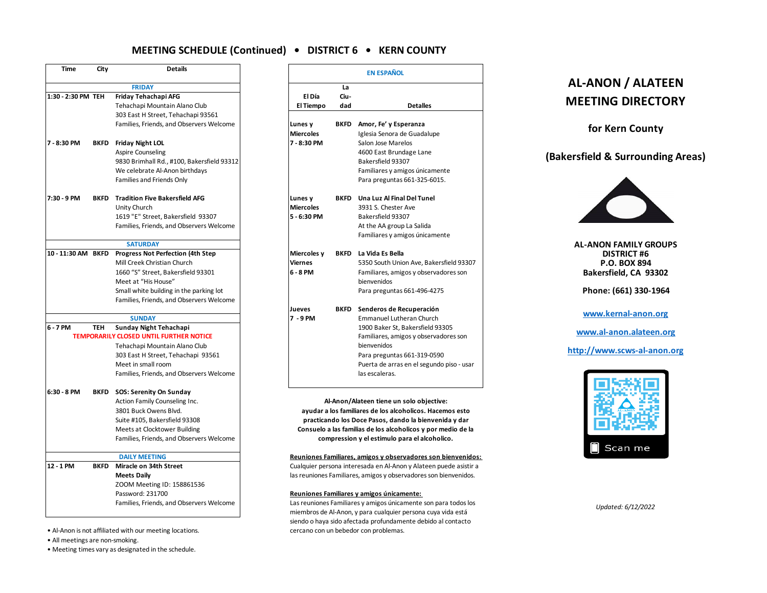# MEETING SCHEDULE (Continued) • DISTRICT 6 • KERN COUNTY

| Time | City | Details |
|---|---|---|
| **FRIDAY** | | |
| 1:30 - 2:30 PM | TEH | **Friday Tehachapi AFG**<br>Tehachapi Mountain Alano Club<br>303 East H Street, Tehachapi 93561<br>Families, Friends, and Observers Welcome |
| 7 - 8:30 PM | BKFD | **Friday Night LOL**<br>Aspire Counseling<br>9830 Brimhall Rd., #100, Bakersfield 93312<br>We celebrate Al-Anon birthdays<br>Families and Friends Only |
| 7:30 - 9 PM | BKFD | **Tradition Five Bakersfield AFG**<br>Unity Church<br>1619 "E" Street, Bakersfield 93307<br>Families, Friends, and Observers Welcome |
| **SATURDAY** | | |
| 10 - 11:30 AM | BKFD | **Progress Not Perfection (4th Step**<br>Mill Creek Christian Church<br>1660 "S" Street, Bakersfield 93301<br>Meet at "His House"<br>Small white building in the parking lot<br>Families, Friends, and Observers Welcome |
| **SUNDAY** | | |
| 6 - 7 PM | TEH | **Sunday Night Tehachapi**<br>TEMPORARILY CLOSED UNTIL FURTHER NOTICE<br>Tehachapi Mountain Alano Club<br>303 East H Street, Tehachapi 93561<br>Meet in small room<br>Families, Friends, and Observers Welcome |
| 6:30 - 8 PM | BKFD | **SOS: Serenity On Sunday**<br>Action Family Counseling Inc.<br>3801 Buck Owens Blvd.<br>Suite #105, Bakersfield 93308<br>Meets at Clocktower Building<br>Families, Friends, and Observers Welcome |
| **DAILY MEETING** | | |
| 12 - 1 PM | BKFD | **Miracle on 34th Street**<br>**Meets Daily**<br>ZOOM Meeting ID: 158861536<br>Password: 231700<br>Families, Friends, and Observers Welcome |

- Al-Anon is not affiliated with our meeting locations.
- All meetings are non-smoking.
- Meeting times vary as designated in the schedule.

## EN ESPAÑOL

| El Día El Tiempo | La Ciudad | Detalles |
|---|---|---|
| **Lunes y Miercoles 7 - 8:30 PM** | BKFD | **Amor, Fe' y Esperanza**<br>Iglesia Senora de Guadalupe<br>Salon Jose Marelos<br>4600 East Brundage Lane<br>Bakersfield 93307<br>Familiares y amigos únicamente<br>Para preguntas 661-325-6015. |
| **Lunes y Miercoles 5 - 6:30 PM** | BKFD | **Una Luz Al Final Del Tunel**<br>3931 S. Chester Ave<br>Bakersfield 93307<br>At the AA group La Salida<br>Familiares y amigos únicamente |
| **Miercoles y Viernes 6 - 8 PM** | BKFD | **La Vida Es Bella**<br>5350 South Union Ave, Bakersfield 93307<br>Familiares, amigos y observadores son bienvenidos<br>Para preguntas 661-496-4275 |
| **Jueves 7 - 9 PM** | BKFD | **Senderos de Recuperación**<br>Emmanuel Lutheran Church<br>1900 Baker St, Bakersfield 93305<br>Familiares, amigos y observadores son bienvenidos<br>Para preguntas 661-319-0590<br>Puerta de arras en el segundo piso - usar las escaleras. |

**Al-Anon/Alateen tiene un solo objective: ayudar a los familiares de los alcoholicos. Hacemos esto practicando los Doce Pasos, dando la bienvenida y dar Consuelo a las familias de los alcoholicos y por medio de la compression y el estimulo para el alcoholico.**

**Reuniones Familiares, amigos y observadores son bienvenidos:**
Cualquier persona interesada en Al-Anon y Alateen puede asistir a las reuniones Familiares, amigos y observadores son bienvenidos.

**Reuniones Familiares y amigos únicamente:**
Las reuniones Familiares y amigos únicamente son para todos los miembros de Al-Anon, y para cualquier persona cuya vida está siendo o haya sido afectada profundamente debido al contacto cercano con un bebedor con problemas.

# AL-ANON / ALATEEN MEETING DIRECTORY

## for Kern County

## (Bakersfield & Surrounding Areas)

**AL-ANON FAMILY GROUPS**
**DISTRICT #6**
**P.O. BOX 894**
**Bakersfield, CA 93302**

**Phone: (661) 330-1964**

www.kernal-anon.org

www.al-anon.alateen.org

http://www.scws-al-anon.org

Scan me

*Updated: 6/12/2022*